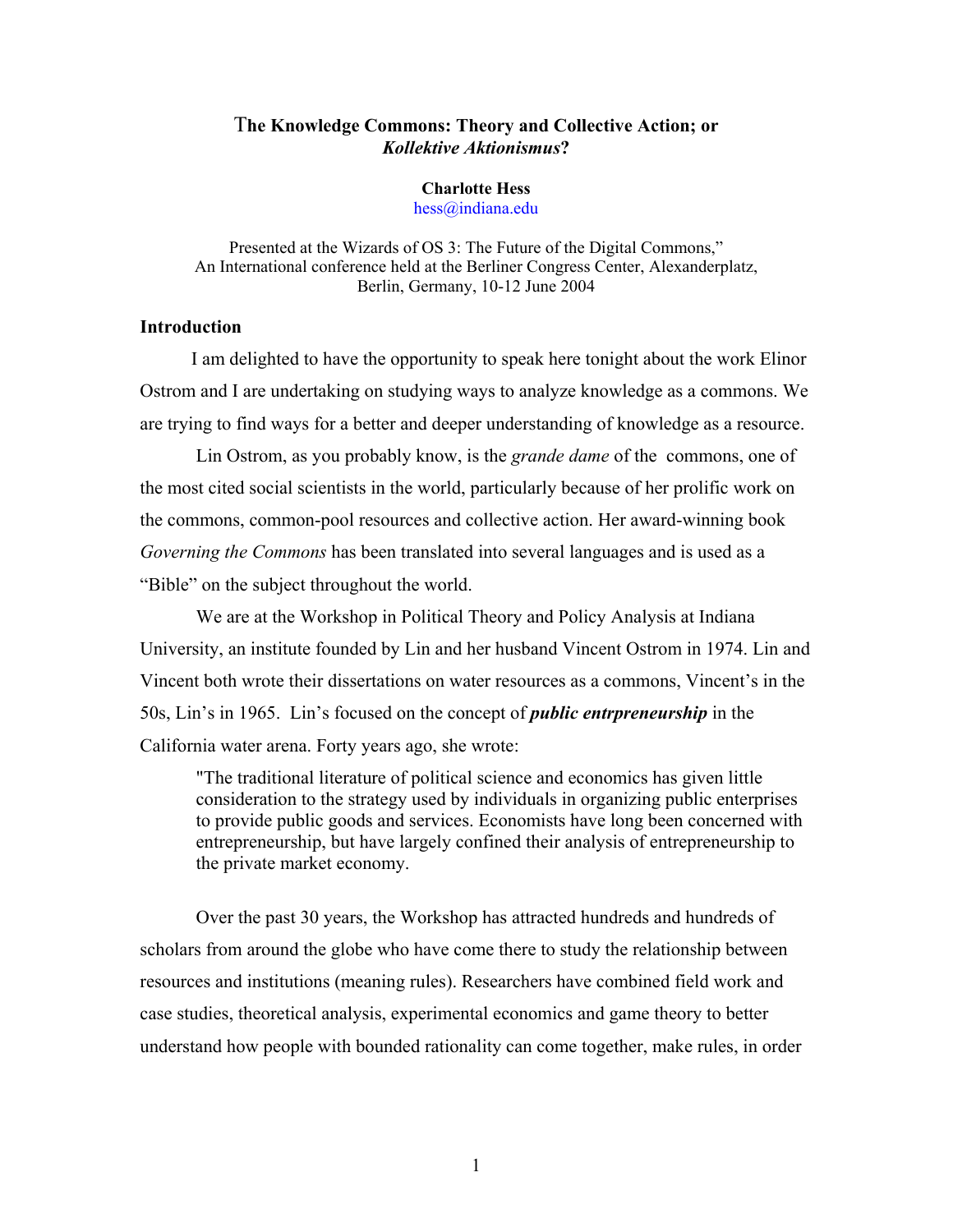# The Knowledge Commons: Theory and Collective Action; or *Kollektive Aktionismus*?

**Charlotte Hess**
hess@indiana.edu

Presented at the Wizards of OS 3: The Future of the Digital Commons,"
An International conference held at the Berliner Congress Center, Alexanderplatz,
Berlin, Germany, 10-12 June 2004

## Introduction

I am delighted to have the opportunity to speak here tonight about the work Elinor Ostrom and I are undertaking on studying ways to analyze knowledge as a commons. We are trying to find ways for a better and deeper understanding of knowledge as a resource.

Lin Ostrom, as you probably know, is the *grande dame* of the commons, one of the most cited social scientists in the world, particularly because of her prolific work on the commons, common-pool resources and collective action. Her award-winning book *Governing the Commons* has been translated into several languages and is used as a "Bible" on the subject throughout the world.

We are at the Workshop in Political Theory and Policy Analysis at Indiana University, an institute founded by Lin and her husband Vincent Ostrom in 1974. Lin and Vincent both wrote their dissertations on water resources as a commons, Vincent's in the 50s, Lin's in 1965. Lin's focused on the concept of ***public entrpreneurship*** in the California water arena. Forty years ago, she wrote:

> "The traditional literature of political science and economics has given little consideration to the strategy used by individuals in organizing public enterprises to provide public goods and services. Economists have long been concerned with entrepreneurship, but have largely confined their analysis of entrepreneurship to the private market economy.

Over the past 30 years, the Workshop has attracted hundreds and hundreds of scholars from around the globe who have come there to study the relationship between resources and institutions (meaning rules). Researchers have combined field work and case studies, theoretical analysis, experimental economics and game theory to better understand how people with bounded rationality can come together, make rules, in order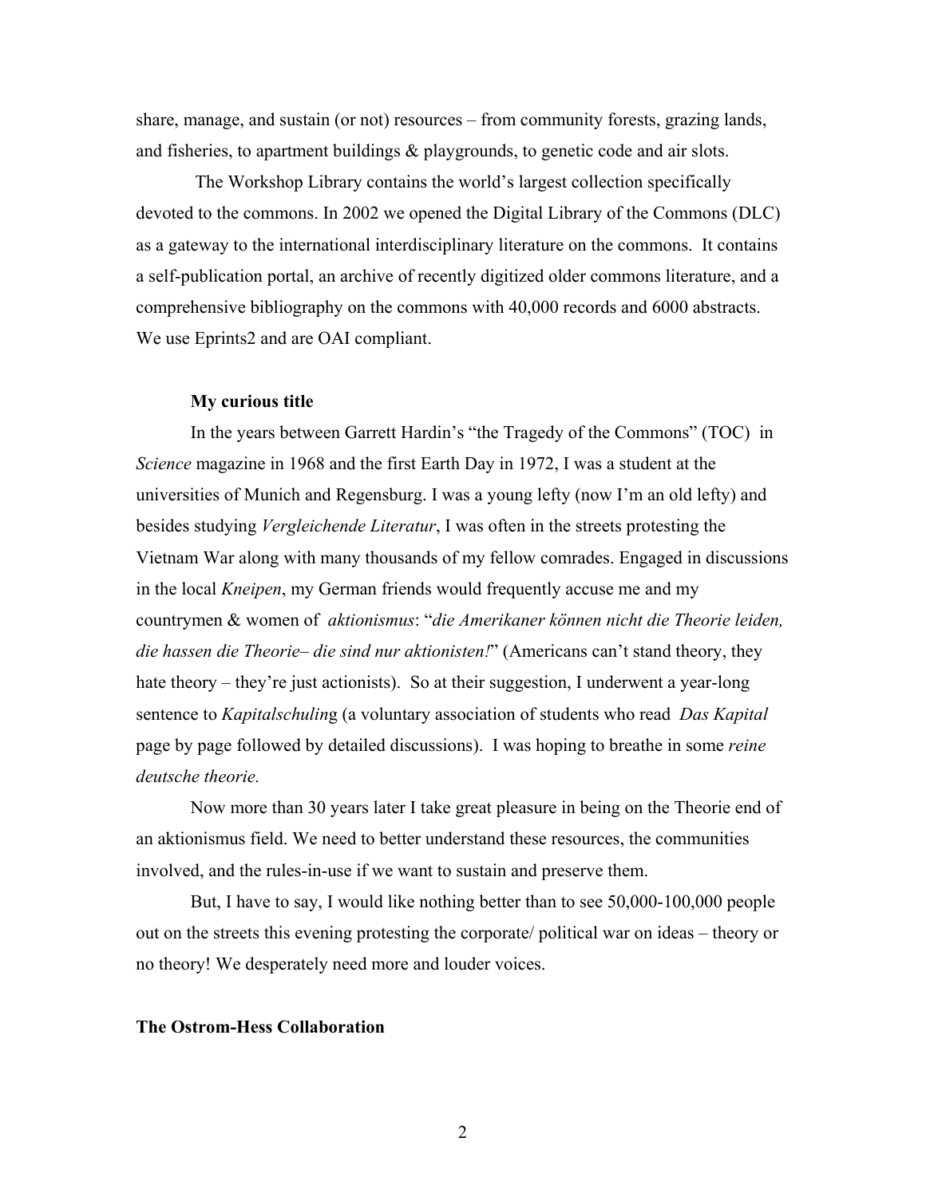share, manage, and sustain (or not) resources – from community forests, grazing lands, and fisheries, to apartment buildings & playgrounds, to genetic code and air slots.

The Workshop Library contains the world's largest collection specifically devoted to the commons. In 2002 we opened the Digital Library of the Commons (DLC) as a gateway to the international interdisciplinary literature on the commons. It contains a self-publication portal, an archive of recently digitized older commons literature, and a comprehensive bibliography on the commons with 40,000 records and 6000 abstracts. We use Eprints2 and are OAI compliant.

**My curious title**

In the years between Garrett Hardin's "the Tragedy of the Commons" (TOC) in *Science* magazine in 1968 and the first Earth Day in 1972, I was a student at the universities of Munich and Regensburg. I was a young lefty (now I'm an old lefty) and besides studying *Vergleichende Literatur*, I was often in the streets protesting the Vietnam War along with many thousands of my fellow comrades. Engaged in discussions in the local *Kneipen*, my German friends would frequently accuse me and my countrymen & women of *aktionismus*: "*die Amerikaner können nicht die Theorie leiden, die hassen die Theorie– die sind nur aktionisten!*" (Americans can't stand theory, they hate theory – they're just actionists). So at their suggestion, I underwent a year-long sentence to *Kapitalschuling* (a voluntary association of students who read *Das Kapital* page by page followed by detailed discussions). I was hoping to breathe in some *reine deutsche theorie.*

Now more than 30 years later I take great pleasure in being on the Theorie end of an aktionismus field. We need to better understand these resources, the communities involved, and the rules-in-use if we want to sustain and preserve them.

But, I have to say, I would like nothing better than to see 50,000-100,000 people out on the streets this evening protesting the corporate/ political war on ideas – theory or no theory! We desperately need more and louder voices.

**The Ostrom-Hess Collaboration**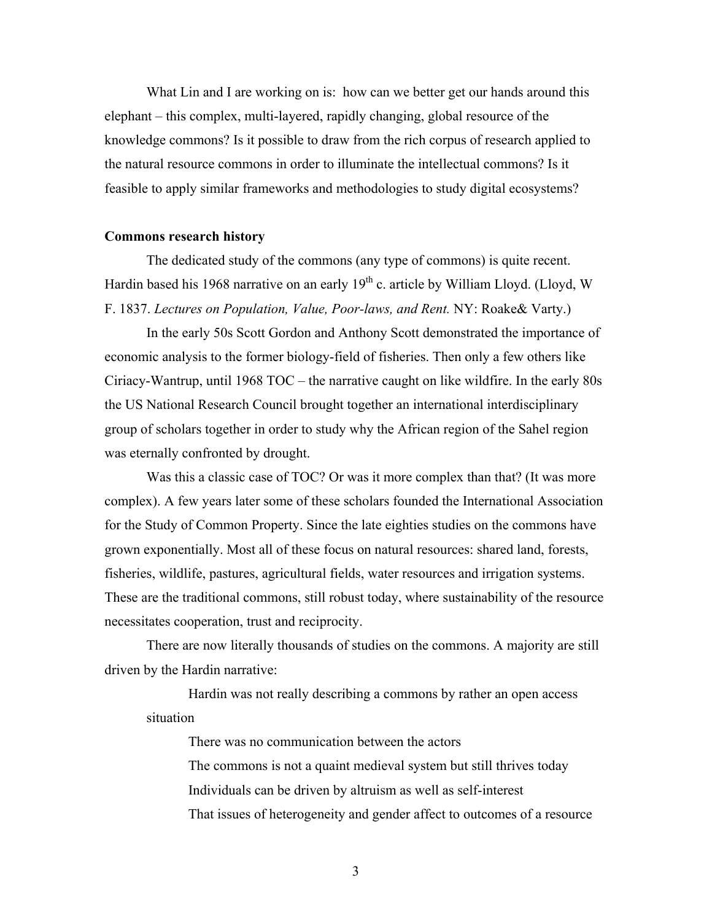What Lin and I are working on is: how can we better get our hands around this elephant – this complex, multi-layered, rapidly changing, global resource of the knowledge commons? Is it possible to draw from the rich corpus of research applied to the natural resource commons in order to illuminate the intellectual commons? Is it feasible to apply similar frameworks and methodologies to study digital ecosystems?

**Commons research history**

The dedicated study of the commons (any type of commons) is quite recent. Hardin based his 1968 narrative on an early 19th c. article by William Lloyd. (Lloyd, W F. 1837. *Lectures on Population, Value, Poor-laws, and Rent.* NY: Roake& Varty.)

In the early 50s Scott Gordon and Anthony Scott demonstrated the importance of economic analysis to the former biology-field of fisheries. Then only a few others like Ciriacy-Wantrup, until 1968 TOC – the narrative caught on like wildfire. In the early 80s the US National Research Council brought together an international interdisciplinary group of scholars together in order to study why the African region of the Sahel region was eternally confronted by drought.

Was this a classic case of TOC? Or was it more complex than that? (It was more complex). A few years later some of these scholars founded the International Association for the Study of Common Property. Since the late eighties studies on the commons have grown exponentially. Most all of these focus on natural resources: shared land, forests, fisheries, wildlife, pastures, agricultural fields, water resources and irrigation systems. These are the traditional commons, still robust today, where sustainability of the resource necessitates cooperation, trust and reciprocity.

There are now literally thousands of studies on the commons. A majority are still driven by the Hardin narrative:

> Hardin was not really describing a commons by rather an open access situation
>
> There was no communication between the actors
>
> The commons is not a quaint medieval system but still thrives today
>
> Individuals can be driven by altruism as well as self-interest
>
> That issues of heterogeneity and gender affect to outcomes of a resource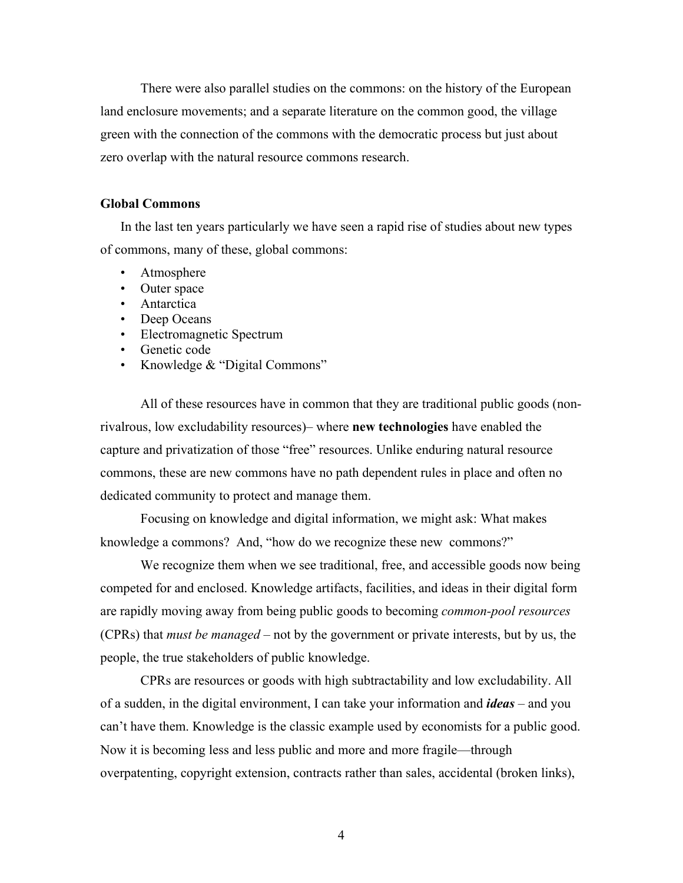There were also parallel studies on the commons: on the history of the European land enclosure movements; and a separate literature on the common good, the village green with the connection of the commons with the democratic process but just about zero overlap with the natural resource commons research.

### Global Commons

In the last ten years particularly we have seen a rapid rise of studies about new types of commons, many of these, global commons:

- Atmosphere
- Outer space
- Antarctica
- Deep Oceans
- Electromagnetic Spectrum
- Genetic code
- Knowledge & "Digital Commons"

All of these resources have in common that they are traditional public goods (non-rivalrous, low excludability resources)– where **new technologies** have enabled the capture and privatization of those "free" resources. Unlike enduring natural resource commons, these are new commons have no path dependent rules in place and often no dedicated community to protect and manage them.

Focusing on knowledge and digital information, we might ask: What makes knowledge a commons? And, "how do we recognize these new commons?"

We recognize them when we see traditional, free, and accessible goods now being competed for and enclosed. Knowledge artifacts, facilities, and ideas in their digital form are rapidly moving away from being public goods to becoming *common-pool resources* (CPRs) that *must be managed* – not by the government or private interests, but by us, the people, the true stakeholders of public knowledge.

CPRs are resources or goods with high subtractability and low excludability. All of a sudden, in the digital environment, I can take your information and ***ideas*** – and you can't have them. Knowledge is the classic example used by economists for a public good. Now it is becoming less and less public and more and more fragile—through overpatenting, copyright extension, contracts rather than sales, accidental (broken links),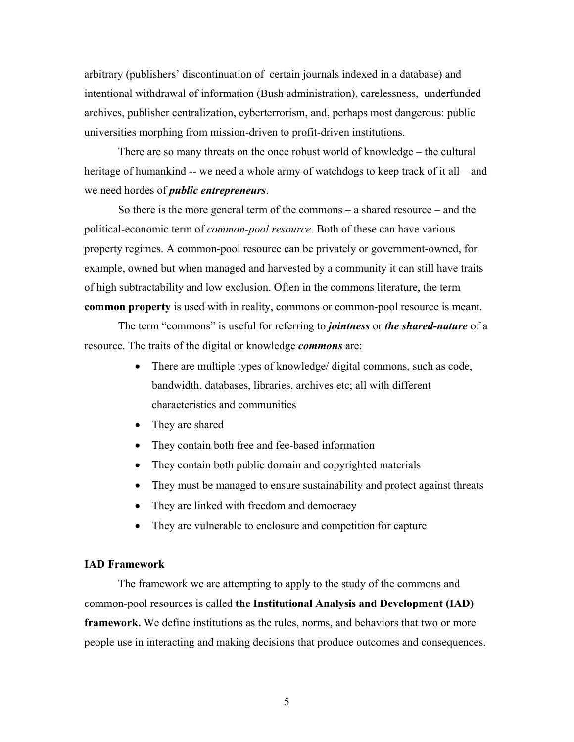arbitrary (publishers' discontinuation of certain journals indexed in a database) and intentional withdrawal of information (Bush administration), carelessness, underfunded archives, publisher centralization, cyberterrorism, and, perhaps most dangerous: public universities morphing from mission-driven to profit-driven institutions.

There are so many threats on the once robust world of knowledge – the cultural heritage of humankind -- we need a whole army of watchdogs to keep track of it all – and we need hordes of ***public entrepreneurs***.

So there is the more general term of the commons – a shared resource – and the political-economic term of *common-pool resource*. Both of these can have various property regimes. A common-pool resource can be privately or government-owned, for example, owned but when managed and harvested by a community it can still have traits of high subtractability and low exclusion. Often in the commons literature, the term **common property** is used with in reality, commons or common-pool resource is meant.

The term "commons" is useful for referring to ***jointness*** or ***the shared-nature*** of a resource. The traits of the digital or knowledge ***commons*** are:

- There are multiple types of knowledge/ digital commons, such as code, bandwidth, databases, libraries, archives etc; all with different characteristics and communities
- They are shared
- They contain both free and fee-based information
- They contain both public domain and copyrighted materials
- They must be managed to ensure sustainability and protect against threats
- They are linked with freedom and democracy
- They are vulnerable to enclosure and competition for capture

## IAD Framework

The framework we are attempting to apply to the study of the commons and common-pool resources is called **the Institutional Analysis and Development (IAD) framework.** We define institutions as the rules, norms, and behaviors that two or more people use in interacting and making decisions that produce outcomes and consequences.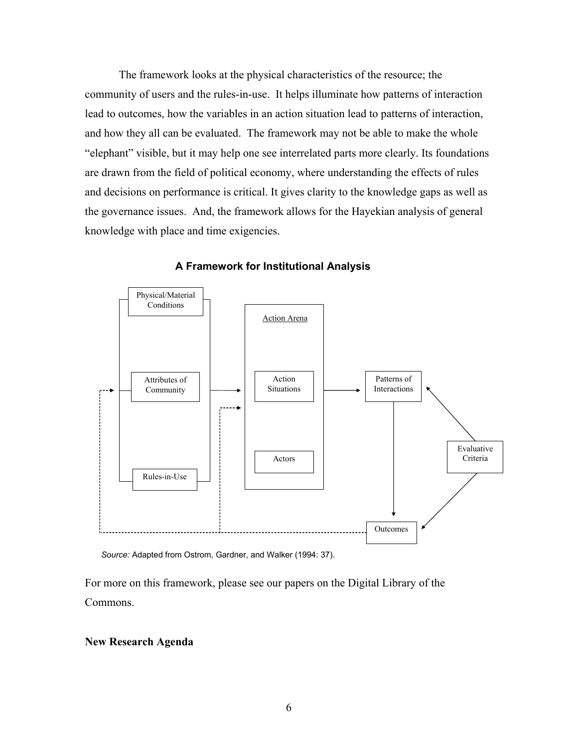The framework looks at the physical characteristics of the resource; the community of users and the rules-in-use. It helps illuminate how patterns of interaction lead to outcomes, how the variables in an action situation lead to patterns of interaction, and how they all can be evaluated. The framework may not be able to make the whole "elephant" visible, but it may help one see interrelated parts more clearly. Its foundations are drawn from the field of political economy, where understanding the effects of rules and decisions on performance is critical. It gives clarity to the knowledge gaps as well as the governance issues. And, the framework allows for the Hayekian analysis of general knowledge with place and time exigencies.

**A Framework for Institutional Analysis**

Physical/Material Conditions

Attributes of Community

Rules-in-Use

Action Arena

Action Situations

Actors

Patterns of Interactions

Evaluative Criteria

Outcomes

*Source:* Adapted from Ostrom, Gardner, and Walker (1994: 37).

For more on this framework, please see our papers on the Digital Library of the Commons.

**New Research Agenda**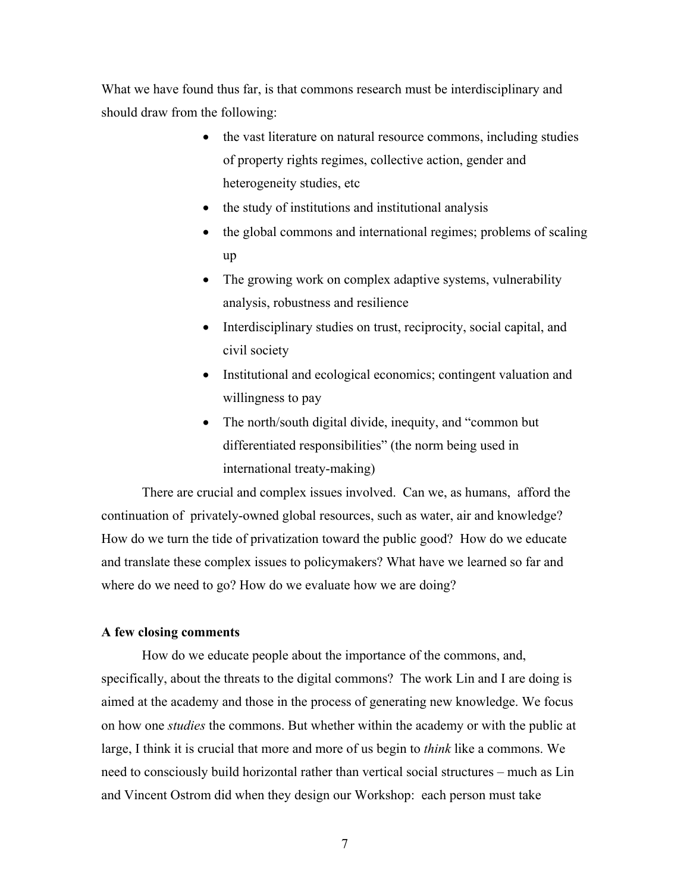What we have found thus far, is that commons research must be interdisciplinary and should draw from the following:

- the vast literature on natural resource commons, including studies of property rights regimes, collective action, gender and heterogeneity studies, etc
- the study of institutions and institutional analysis
- the global commons and international regimes; problems of scaling up
- The growing work on complex adaptive systems, vulnerability analysis, robustness and resilience
- Interdisciplinary studies on trust, reciprocity, social capital, and civil society
- Institutional and ecological economics; contingent valuation and willingness to pay
- The north/south digital divide, inequity, and "common but differentiated responsibilities" (the norm being used in international treaty-making)

There are crucial and complex issues involved. Can we, as humans, afford the continuation of privately-owned global resources, such as water, air and knowledge? How do we turn the tide of privatization toward the public good? How do we educate and translate these complex issues to policymakers? What have we learned so far and where do we need to go? How do we evaluate how we are doing?

**A few closing comments**

How do we educate people about the importance of the commons, and, specifically, about the threats to the digital commons? The work Lin and I are doing is aimed at the academy and those in the process of generating new knowledge. We focus on how one *studies* the commons. But whether within the academy or with the public at large, I think it is crucial that more and more of us begin to *think* like a commons. We need to consciously build horizontal rather than vertical social structures – much as Lin and Vincent Ostrom did when they design our Workshop: each person must take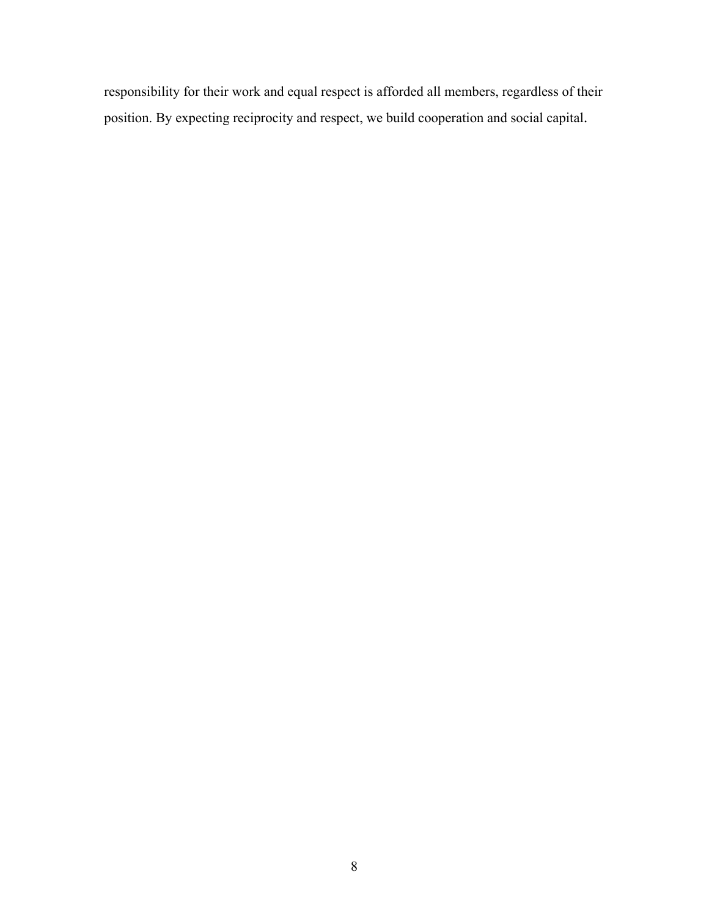responsibility for their work and equal respect is afforded all members, regardless of their position. By expecting reciprocity and respect, we build cooperation and social capital.